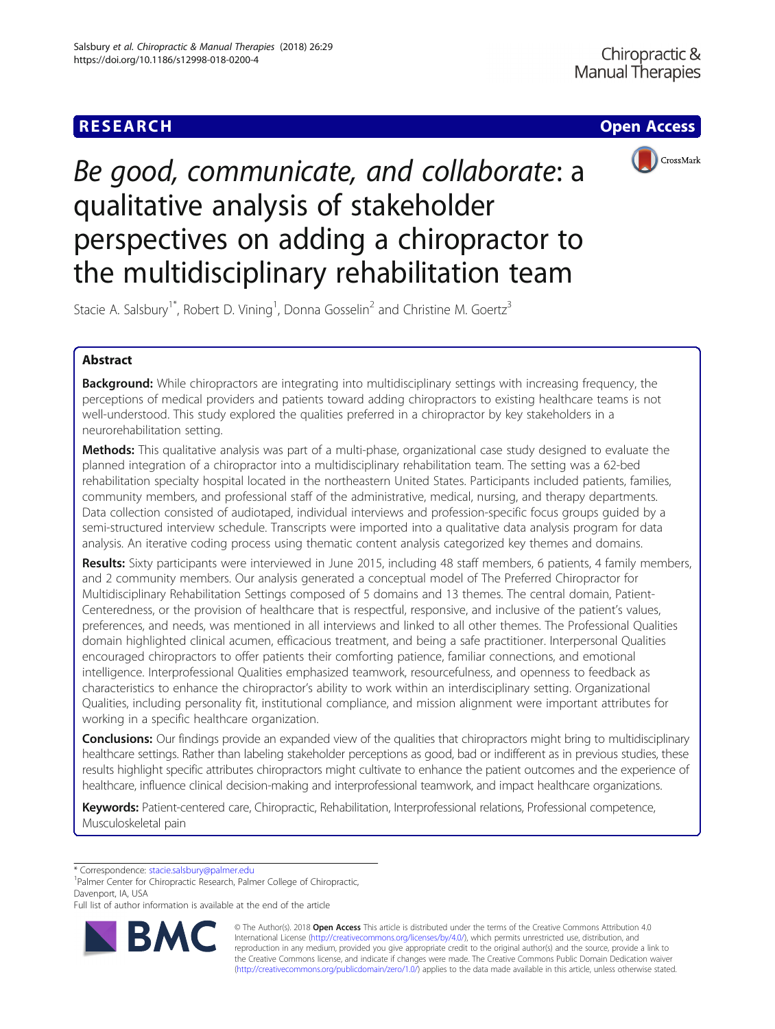RESEARCH

Open Access

# *Be good, communicate, and collaborate*: a qualitative analysis of stakeholder perspectives on adding a chiropractor to the multidisciplinary rehabilitation team

Stacie A. Salsbury[1*], Robert D. Vining[1], Donna Gosselin[2] and Christine M. Goertz[3]

## Abstract

**Background:** While chiropractors are integrating into multidisciplinary settings with increasing frequency, the perceptions of medical providers and patients toward adding chiropractors to existing healthcare teams is not well-understood. This study explored the qualities preferred in a chiropractor by key stakeholders in a neurorehabilitation setting.

**Methods:** This qualitative analysis was part of a multi-phase, organizational case study designed to evaluate the planned integration of a chiropractor into a multidisciplinary rehabilitation team. The setting was a 62-bed rehabilitation specialty hospital located in the northeastern United States. Participants included patients, families, community members, and professional staff of the administrative, medical, nursing, and therapy departments. Data collection consisted of audiotaped, individual interviews and profession-specific focus groups guided by a semi-structured interview schedule. Transcripts were imported into a qualitative data analysis program for data analysis. An iterative coding process using thematic content analysis categorized key themes and domains.

**Results:** Sixty participants were interviewed in June 2015, including 48 staff members, 6 patients, 4 family members, and 2 community members. Our analysis generated a conceptual model of The Preferred Chiropractor for Multidisciplinary Rehabilitation Settings composed of 5 domains and 13 themes. The central domain, Patient-Centeredness, or the provision of healthcare that is respectful, responsive, and inclusive of the patient's values, preferences, and needs, was mentioned in all interviews and linked to all other themes. The Professional Qualities domain highlighted clinical acumen, efficacious treatment, and being a safe practitioner. Interpersonal Qualities encouraged chiropractors to offer patients their comforting patience, familiar connections, and emotional intelligence. Interprofessional Qualities emphasized teamwork, resourcefulness, and openness to feedback as characteristics to enhance the chiropractor's ability to work within an interdisciplinary setting. Organizational Qualities, including personality fit, institutional compliance, and mission alignment were important attributes for working in a specific healthcare organization.

**Conclusions:** Our findings provide an expanded view of the qualities that chiropractors might bring to multidisciplinary healthcare settings. Rather than labeling stakeholder perceptions as good, bad or indifferent as in previous studies, these results highlight specific attributes chiropractors might cultivate to enhance the patient outcomes and the experience of healthcare, influence clinical decision-making and interprofessional teamwork, and impact healthcare organizations.

**Keywords:** Patient-centered care, Chiropractic, Rehabilitation, Interprofessional relations, Professional competence, Musculoskeletal pain

\* Correspondence: stacie.salsbury@palmer.edu
[1]Palmer Center for Chiropractic Research, Palmer College of Chiropractic, Davenport, IA, USA
Full list of author information is available at the end of the article

© The Author(s). 2018 **Open Access** This article is distributed under the terms of the Creative Commons Attribution 4.0 International License (http://creativecommons.org/licenses/by/4.0/), which permits unrestricted use, distribution, and reproduction in any medium, provided you give appropriate credit to the original author(s) and the source, provide a link to the Creative Commons license, and indicate if changes were made. The Creative Commons Public Domain Dedication waiver (http://creativecommons.org/publicdomain/zero/1.0/) applies to the data made available in this article, unless otherwise stated.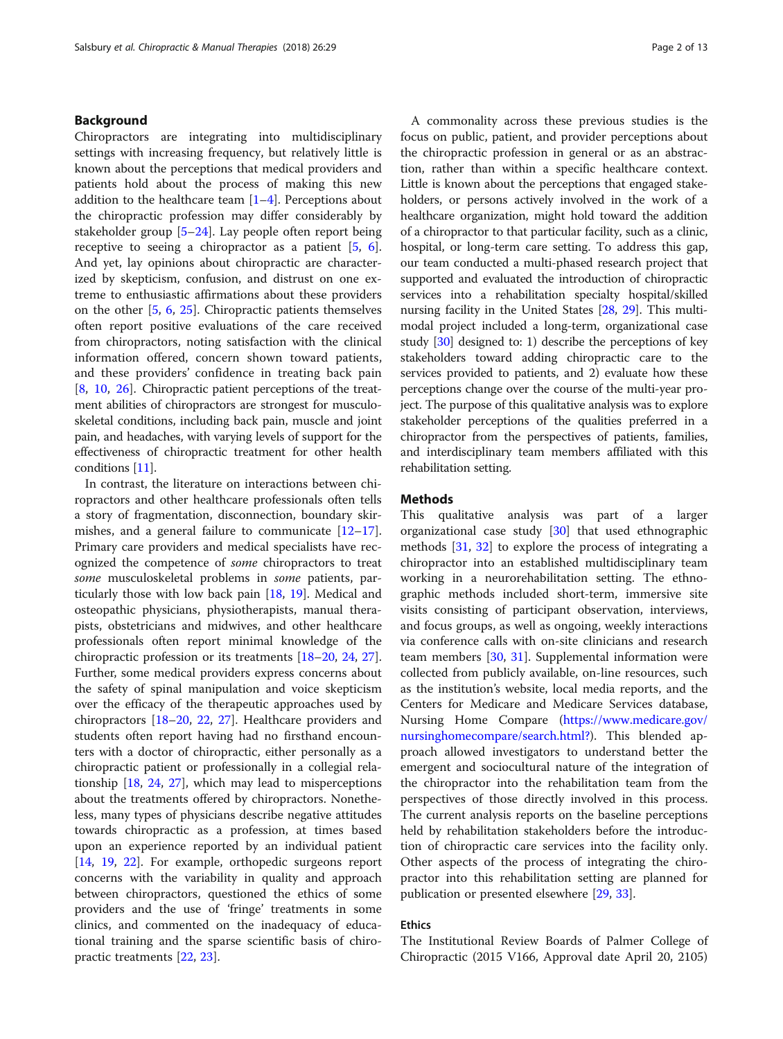## Background

Chiropractors are integrating into multidisciplinary settings with increasing frequency, but relatively little is known about the perceptions that medical providers and patients hold about the process of making this new addition to the healthcare team [1–4]. Perceptions about the chiropractic profession may differ considerably by stakeholder group [5–24]. Lay people often report being receptive to seeing a chiropractor as a patient [5, 6]. And yet, lay opinions about chiropractic are characterized by skepticism, confusion, and distrust on one extreme to enthusiastic affirmations about these providers on the other [5, 6, 25]. Chiropractic patients themselves often report positive evaluations of the care received from chiropractors, noting satisfaction with the clinical information offered, concern shown toward patients, and these providers' confidence in treating back pain [8, 10, 26]. Chiropractic patient perceptions of the treatment abilities of chiropractors are strongest for musculoskeletal conditions, including back pain, muscle and joint pain, and headaches, with varying levels of support for the effectiveness of chiropractic treatment for other health conditions [11].

In contrast, the literature on interactions between chiropractors and other healthcare professionals often tells a story of fragmentation, disconnection, boundary skirmishes, and a general failure to communicate [12–17]. Primary care providers and medical specialists have recognized the competence of *some* chiropractors to treat *some* musculoskeletal problems in *some* patients, particularly those with low back pain [18, 19]. Medical and osteopathic physicians, physiotherapists, manual therapists, obstetricians and midwives, and other healthcare professionals often report minimal knowledge of the chiropractic profession or its treatments [18–20, 24, 27]. Further, some medical providers express concerns about the safety of spinal manipulation and voice skepticism over the efficacy of the therapeutic approaches used by chiropractors [18–20, 22, 27]. Healthcare providers and students often report having had no firsthand encounters with a doctor of chiropractic, either personally as a chiropractic patient or professionally in a collegial relationship [18, 24, 27], which may lead to misperceptions about the treatments offered by chiropractors. Nonetheless, many types of physicians describe negative attitudes towards chiropractic as a profession, at times based upon an experience reported by an individual patient [14, 19, 22]. For example, orthopedic surgeons report concerns with the variability in quality and approach between chiropractors, questioned the ethics of some providers and the use of 'fringe' treatments in some clinics, and commented on the inadequacy of educational training and the sparse scientific basis of chiropractic treatments [22, 23].

A commonality across these previous studies is the focus on public, patient, and provider perceptions about the chiropractic profession in general or as an abstraction, rather than within a specific healthcare context. Little is known about the perceptions that engaged stakeholders, or persons actively involved in the work of a healthcare organization, might hold toward the addition of a chiropractor to that particular facility, such as a clinic, hospital, or long-term care setting. To address this gap, our team conducted a multi-phased research project that supported and evaluated the introduction of chiropractic services into a rehabilitation specialty hospital/skilled nursing facility in the United States [28, 29]. This multimodal project included a long-term, organizational case study [30] designed to: 1) describe the perceptions of key stakeholders toward adding chiropractic care to the services provided to patients, and 2) evaluate how these perceptions change over the course of the multi-year project. The purpose of this qualitative analysis was to explore stakeholder perceptions of the qualities preferred in a chiropractor from the perspectives of patients, families, and interdisciplinary team members affiliated with this rehabilitation setting.

## Methods

This qualitative analysis was part of a larger organizational case study [30] that used ethnographic methods [31, 32] to explore the process of integrating a chiropractor into an established multidisciplinary team working in a neurorehabilitation setting. The ethnographic methods included short-term, immersive site visits consisting of participant observation, interviews, and focus groups, as well as ongoing, weekly interactions via conference calls with on-site clinicians and research team members [30, 31]. Supplemental information were collected from publicly available, on-line resources, such as the institution's website, local media reports, and the Centers for Medicare and Medicare Services database, Nursing Home Compare (https://www.medicare.gov/nursinghomecompare/search.html?). This blended approach allowed investigators to understand better the emergent and sociocultural nature of the integration of the chiropractor into the rehabilitation team from the perspectives of those directly involved in this process. The current analysis reports on the baseline perceptions held by rehabilitation stakeholders before the introduction of chiropractic care services into the facility only. Other aspects of the process of integrating the chiropractor into this rehabilitation setting are planned for publication or presented elsewhere [29, 33].

### Ethics

The Institutional Review Boards of Palmer College of Chiropractic (2015 V166, Approval date April 20, 2105)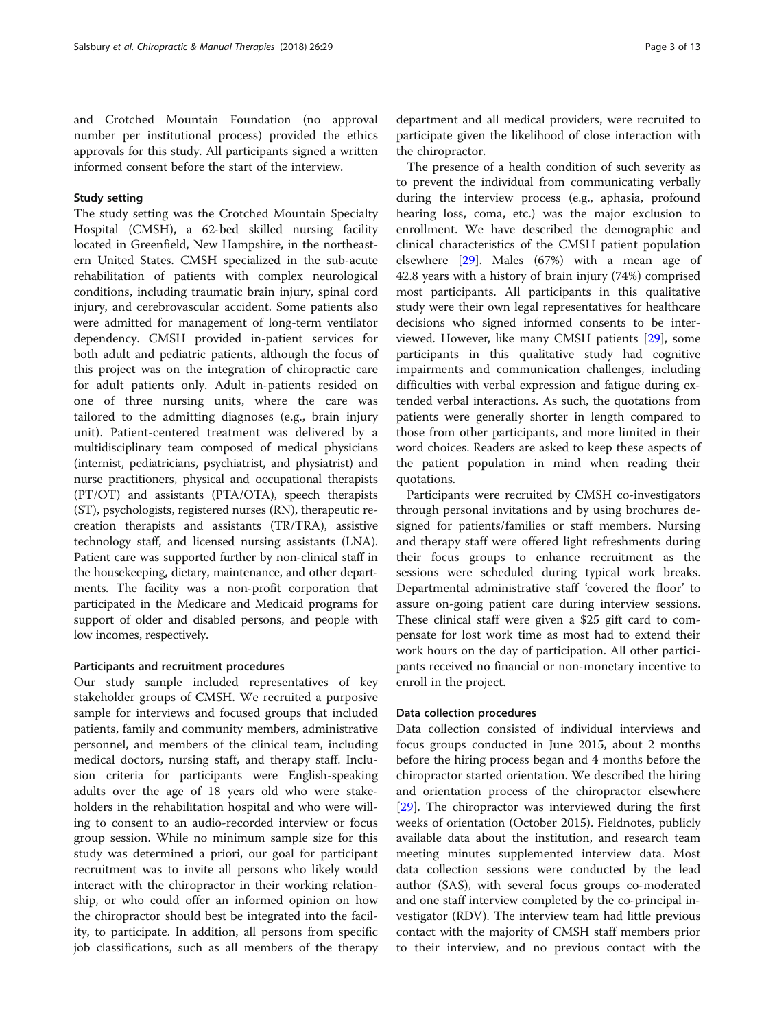and Crotched Mountain Foundation (no approval number per institutional process) provided the ethics approvals for this study. All participants signed a written informed consent before the start of the interview.

### Study setting

The study setting was the Crotched Mountain Specialty Hospital (CMSH), a 62-bed skilled nursing facility located in Greenfield, New Hampshire, in the northeastern United States. CMSH specialized in the sub-acute rehabilitation of patients with complex neurological conditions, including traumatic brain injury, spinal cord injury, and cerebrovascular accident. Some patients also were admitted for management of long-term ventilator dependency. CMSH provided in-patient services for both adult and pediatric patients, although the focus of this project was on the integration of chiropractic care for adult patients only. Adult in-patients resided on one of three nursing units, where the care was tailored to the admitting diagnoses (e.g., brain injury unit). Patient-centered treatment was delivered by a multidisciplinary team composed of medical physicians (internist, pediatricians, psychiatrist, and physiatrist) and nurse practitioners, physical and occupational therapists (PT/OT) and assistants (PTA/OTA), speech therapists (ST), psychologists, registered nurses (RN), therapeutic recreation therapists and assistants (TR/TRA), assistive technology staff, and licensed nursing assistants (LNA). Patient care was supported further by non-clinical staff in the housekeeping, dietary, maintenance, and other departments. The facility was a non-profit corporation that participated in the Medicare and Medicaid programs for support of older and disabled persons, and people with low incomes, respectively.

### Participants and recruitment procedures

Our study sample included representatives of key stakeholder groups of CMSH. We recruited a purposive sample for interviews and focused groups that included patients, family and community members, administrative personnel, and members of the clinical team, including medical doctors, nursing staff, and therapy staff. Inclusion criteria for participants were English-speaking adults over the age of 18 years old who were stakeholders in the rehabilitation hospital and who were willing to consent to an audio-recorded interview or focus group session. While no minimum sample size for this study was determined a priori, our goal for participant recruitment was to invite all persons who likely would interact with the chiropractor in their working relationship, or who could offer an informed opinion on how the chiropractor should best be integrated into the facility, to participate. In addition, all persons from specific job classifications, such as all members of the therapy department and all medical providers, were recruited to participate given the likelihood of close interaction with the chiropractor.

The presence of a health condition of such severity as to prevent the individual from communicating verbally during the interview process (e.g., aphasia, profound hearing loss, coma, etc.) was the major exclusion to enrollment. We have described the demographic and clinical characteristics of the CMSH patient population elsewhere [29]. Males (67%) with a mean age of 42.8 years with a history of brain injury (74%) comprised most participants. All participants in this qualitative study were their own legal representatives for healthcare decisions who signed informed consents to be interviewed. However, like many CMSH patients [29], some participants in this qualitative study had cognitive impairments and communication challenges, including difficulties with verbal expression and fatigue during extended verbal interactions. As such, the quotations from patients were generally shorter in length compared to those from other participants, and more limited in their word choices. Readers are asked to keep these aspects of the patient population in mind when reading their quotations.

Participants were recruited by CMSH co-investigators through personal invitations and by using brochures designed for patients/families or staff members. Nursing and therapy staff were offered light refreshments during their focus groups to enhance recruitment as the sessions were scheduled during typical work breaks. Departmental administrative staff 'covered the floor' to assure on-going patient care during interview sessions. These clinical staff were given a $25 gift card to compensate for lost work time as most had to extend their work hours on the day of participation. All other participants received no financial or non-monetary incentive to enroll in the project.

### Data collection procedures

Data collection consisted of individual interviews and focus groups conducted in June 2015, about 2 months before the hiring process began and 4 months before the chiropractor started orientation. We described the hiring and orientation process of the chiropractor elsewhere [29]. The chiropractor was interviewed during the first weeks of orientation (October 2015). Fieldnotes, publicly available data about the institution, and research team meeting minutes supplemented interview data. Most data collection sessions were conducted by the lead author (SAS), with several focus groups co-moderated and one staff interview completed by the co-principal investigator (RDV). The interview team had little previous contact with the majority of CMSH staff members prior to their interview, and no previous contact with the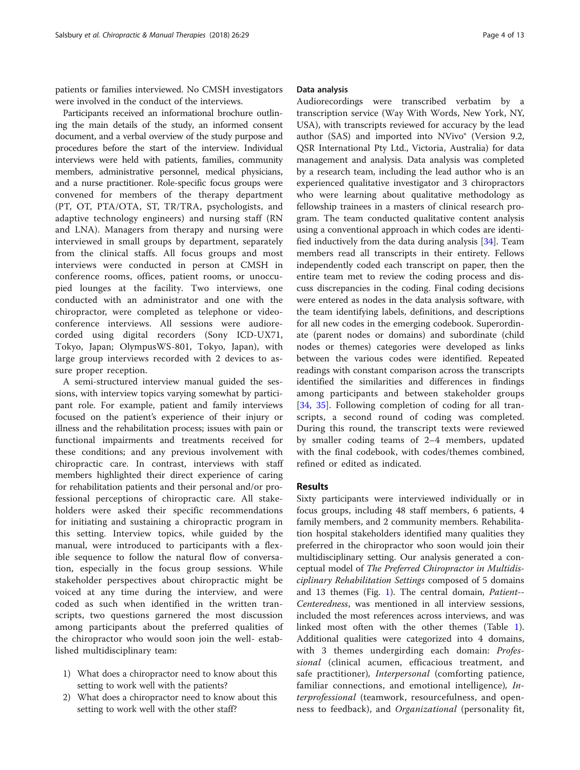patients or families interviewed. No CMSH investigators were involved in the conduct of the interviews.

Participants received an informational brochure outlining the main details of the study, an informed consent document, and a verbal overview of the study purpose and procedures before the start of the interview. Individual interviews were held with patients, families, community members, administrative personnel, medical physicians, and a nurse practitioner. Role-specific focus groups were convened for members of the therapy department (PT, OT, PTA/OTA, ST, TR/TRA, psychologists, and adaptive technology engineers) and nursing staff (RN and LNA). Managers from therapy and nursing were interviewed in small groups by department, separately from the clinical staffs. All focus groups and most interviews were conducted in person at CMSH in conference rooms, offices, patient rooms, or unoccupied lounges at the facility. Two interviews, one conducted with an administrator and one with the chiropractor, were completed as telephone or videoconference interviews. All sessions were audiorecorded using digital recorders (Sony ICD-UX71, Tokyo, Japan; OlympusWS-801, Tokyo, Japan), with large group interviews recorded with 2 devices to assure proper reception.

A semi-structured interview manual guided the sessions, with interview topics varying somewhat by participant role. For example, patient and family interviews focused on the patient's experience of their injury or illness and the rehabilitation process; issues with pain or functional impairments and treatments received for these conditions; and any previous involvement with chiropractic care. In contrast, interviews with staff members highlighted their direct experience of caring for rehabilitation patients and their personal and/or professional perceptions of chiropractic care. All stakeholders were asked their specific recommendations for initiating and sustaining a chiropractic program in this setting. Interview topics, while guided by the manual, were introduced to participants with a flexible sequence to follow the natural flow of conversation, especially in the focus group sessions. While stakeholder perspectives about chiropractic might be voiced at any time during the interview, and were coded as such when identified in the written transcripts, two questions garnered the most discussion among participants about the preferred qualities of the chiropractor who would soon join the well- established multidisciplinary team:

1) What does a chiropractor need to know about this setting to work well with the patients?
2) What does a chiropractor need to know about this setting to work well with the other staff?

### Data analysis

Audiorecordings were transcribed verbatim by a transcription service (Way With Words, New York, NY, USA), with transcripts reviewed for accuracy by the lead author (SAS) and imported into NVivo® (Version 9.2, QSR International Pty Ltd., Victoria, Australia) for data management and analysis. Data analysis was completed by a research team, including the lead author who is an experienced qualitative investigator and 3 chiropractors who were learning about qualitative methodology as fellowship trainees in a masters of clinical research program. The team conducted qualitative content analysis using a conventional approach in which codes are identified inductively from the data during analysis [34]. Team members read all transcripts in their entirety. Fellows independently coded each transcript on paper, then the entire team met to review the coding process and discuss discrepancies in the coding. Final coding decisions were entered as nodes in the data analysis software, with the team identifying labels, definitions, and descriptions for all new codes in the emerging codebook. Superordinate (parent nodes or domains) and subordinate (child nodes or themes) categories were developed as links between the various codes were identified. Repeated readings with constant comparison across the transcripts identified the similarities and differences in findings among participants and between stakeholder groups [34, 35]. Following completion of coding for all transcripts, a second round of coding was completed. During this round, the transcript texts were reviewed by smaller coding teams of 2–4 members, updated with the final codebook, with codes/themes combined, refined or edited as indicated.

## Results

Sixty participants were interviewed individually or in focus groups, including 48 staff members, 6 patients, 4 family members, and 2 community members. Rehabilitation hospital stakeholders identified many qualities they preferred in the chiropractor who soon would join their multidisciplinary setting. Our analysis generated a conceptual model of *The Preferred Chiropractor in Multidisciplinary Rehabilitation Settings* composed of 5 domains and 13 themes (Fig. 1). The central domain, *Patient-Centeredness*, was mentioned in all interview sessions, included the most references across interviews, and was linked most often with the other themes (Table 1). Additional qualities were categorized into 4 domains, with 3 themes undergirding each domain: *Professional* (clinical acumen, efficacious treatment, and safe practitioner), *Interpersonal* (comforting patience, familiar connections, and emotional intelligence), *Interprofessional* (teamwork, resourcefulness, and openness to feedback), and *Organizational* (personality fit,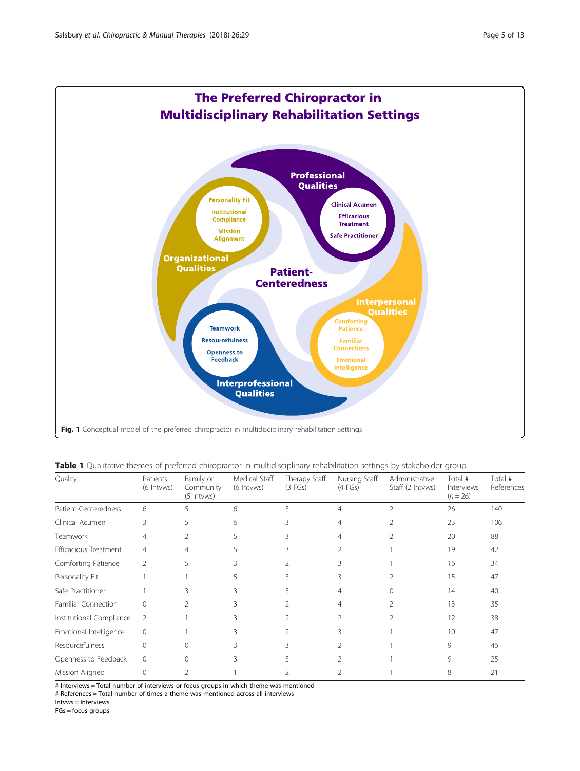**Fig. 1** Conceptual model of the preferred chiropractor in multidisciplinary rehabilitation settings

**Table 1** Qualitative themes of preferred chiropractor in multidisciplinary rehabilitation settings by stakeholder group

| Quality | Patients (6 Intvws) | Family or Community (5 Intvws) | Medical Staff (6 Intvws) | Therapy Staff (3 FGs) | Nursing Staff (4 FGs) | Administrative Staff (2 Intvws) | Total # Interviews ($n = 26$) | Total # References |
|---|---|---|---|---|---|---|---|---|
| Patient-Centeredness | 6 | 5 | 6 | 3 | 4 | 2 | 26 | 140 |
| Clinical Acumen | 3 | 5 | 6 | 3 | 4 | 2 | 23 | 106 |
| Teamwork | 4 | 2 | 5 | 3 | 4 | 2 | 20 | 88 |
| Efficacious Treatment | 4 | 4 | 5 | 3 | 2 | 1 | 19 | 42 |
| Comforting Patience | 2 | 5 | 3 | 2 | 3 | 1 | 16 | 34 |
| Personality Fit | 1 | 1 | 5 | 3 | 3 | 2 | 15 | 47 |
| Safe Practitioner | 1 | 3 | 3 | 3 | 4 | 0 | 14 | 40 |
| Familiar Connection | 0 | 2 | 3 | 2 | 4 | 2 | 13 | 35 |
| Institutional Compliance | 2 | 1 | 3 | 2 | 2 | 2 | 12 | 38 |
| Emotional Intelligence | 0 | 1 | 3 | 2 | 3 | 1 | 10 | 47 |
| Resourcefulness | 0 | 0 | 3 | 3 | 2 | 1 | 9 | 46 |
| Openness to Feedback | 0 | 0 | 3 | 3 | 2 | 1 | 9 | 25 |
| Mission Aligned | 0 | 2 | 1 | 2 | 2 | 1 | 8 | 21 |

# Interviews = Total number of interviews or focus groups in which theme was mentioned
# References = Total number of times a theme was mentioned across all interviews
Intvws = Interviews
FGs = focus groups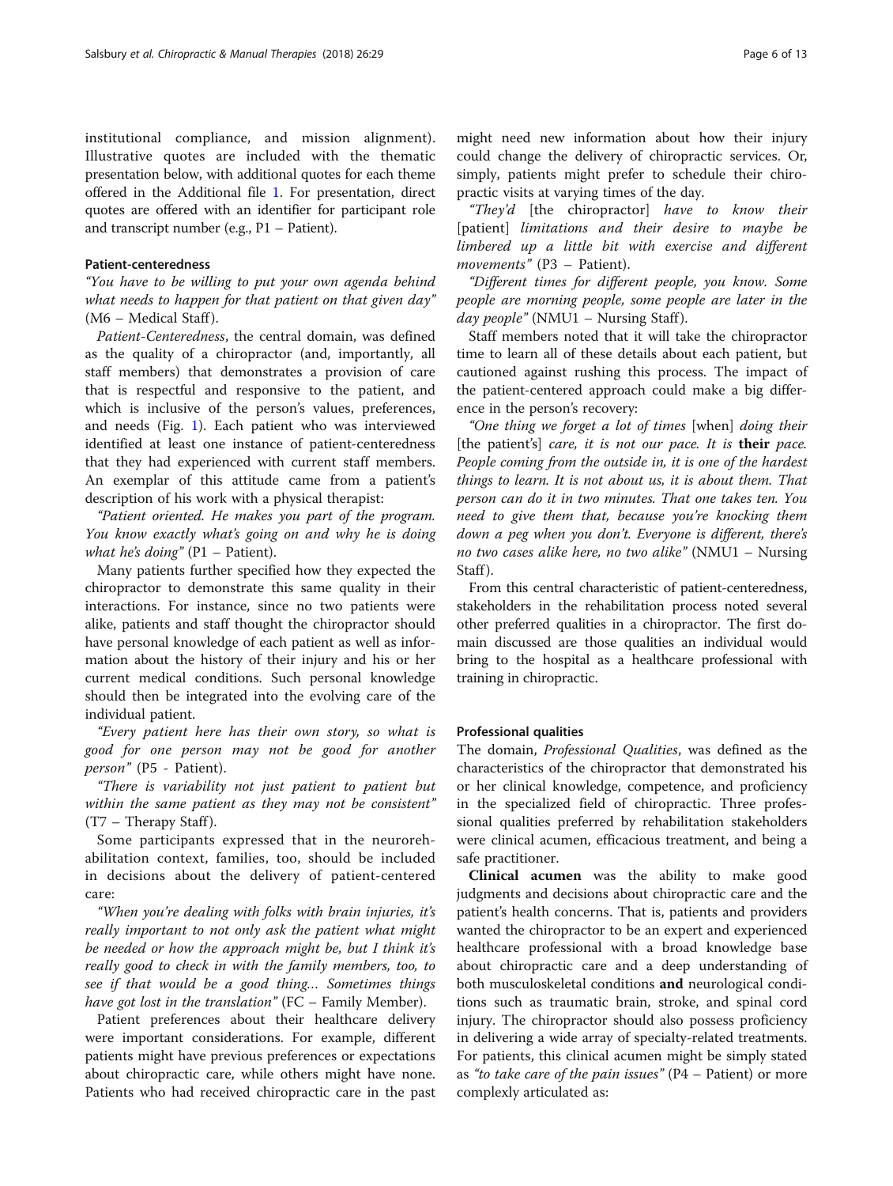institutional compliance, and mission alignment). Illustrative quotes are included with the thematic presentation below, with additional quotes for each theme offered in the Additional file 1. For presentation, direct quotes are offered with an identifier for participant role and transcript number (e.g., P1 – Patient).

### Patient-centeredness

*"You have to be willing to put your own agenda behind what needs to happen for that patient on that given day"* (M6 – Medical Staff).

*Patient-Centeredness*, the central domain, was defined as the quality of a chiropractor (and, importantly, all staff members) that demonstrates a provision of care that is respectful and responsive to the patient, and which is inclusive of the person's values, preferences, and needs (Fig. 1). Each patient who was interviewed identified at least one instance of patient-centeredness that they had experienced with current staff members. An exemplar of this attitude came from a patient's description of his work with a physical therapist:

*"Patient oriented. He makes you part of the program. You know exactly what's going on and why he is doing what he's doing"* (P1 – Patient).

Many patients further specified how they expected the chiropractor to demonstrate this same quality in their interactions. For instance, since no two patients were alike, patients and staff thought the chiropractor should have personal knowledge of each patient as well as information about the history of their injury and his or her current medical conditions. Such personal knowledge should then be integrated into the evolving care of the individual patient.

*"Every patient here has their own story, so what is good for one person may not be good for another person"* (P5 - Patient).

*"There is variability not just patient to patient but within the same patient as they may not be consistent"* (T7 – Therapy Staff).

Some participants expressed that in the neurorehabilitation context, families, too, should be included in decisions about the delivery of patient-centered care:

*"When you're dealing with folks with brain injuries, it's really important to not only ask the patient what might be needed or how the approach might be, but I think it's really good to check in with the family members, too, to see if that would be a good thing… Sometimes things have got lost in the translation"* (FC – Family Member).

Patient preferences about their healthcare delivery were important considerations. For example, different patients might have previous preferences or expectations about chiropractic care, while others might have none. Patients who had received chiropractic care in the past might need new information about how their injury could change the delivery of chiropractic services. Or, simply, patients might prefer to schedule their chiropractic visits at varying times of the day.

*"They'd* [the chiropractor] *have to know their* [patient] *limitations and their desire to maybe be limbered up a little bit with exercise and different movements"* (P3 – Patient).

*"Different times for different people, you know. Some people are morning people, some people are later in the day people"* (NMU1 – Nursing Staff).

Staff members noted that it will take the chiropractor time to learn all of these details about each patient, but cautioned against rushing this process. The impact of the patient-centered approach could make a big difference in the person's recovery:

*"One thing we forget a lot of times* [when] *doing their* [the patient's] *care, it is not our pace. It is* ***their*** *pace. People coming from the outside in, it is one of the hardest things to learn. It is not about us, it is about them. That person can do it in two minutes. That one takes ten. You need to give them that, because you're knocking them down a peg when you don't. Everyone is different, there's no two cases alike here, no two alike"* (NMU1 – Nursing Staff).

From this central characteristic of patient-centeredness, stakeholders in the rehabilitation process noted several other preferred qualities in a chiropractor. The first domain discussed are those qualities an individual would bring to the hospital as a healthcare professional with training in chiropractic.

### Professional qualities

The domain, *Professional Qualities*, was defined as the characteristics of the chiropractor that demonstrated his or her clinical knowledge, competence, and proficiency in the specialized field of chiropractic. Three professional qualities preferred by rehabilitation stakeholders were clinical acumen, efficacious treatment, and being a safe practitioner.

**Clinical acumen** was the ability to make good judgments and decisions about chiropractic care and the patient's health concerns. That is, patients and providers wanted the chiropractor to be an expert and experienced healthcare professional with a broad knowledge base about chiropractic care and a deep understanding of both musculoskeletal conditions **and** neurological conditions such as traumatic brain, stroke, and spinal cord injury. The chiropractor should also possess proficiency in delivering a wide array of specialty-related treatments. For patients, this clinical acumen might be simply stated as *"to take care of the pain issues"* (P4 – Patient) or more complexly articulated as: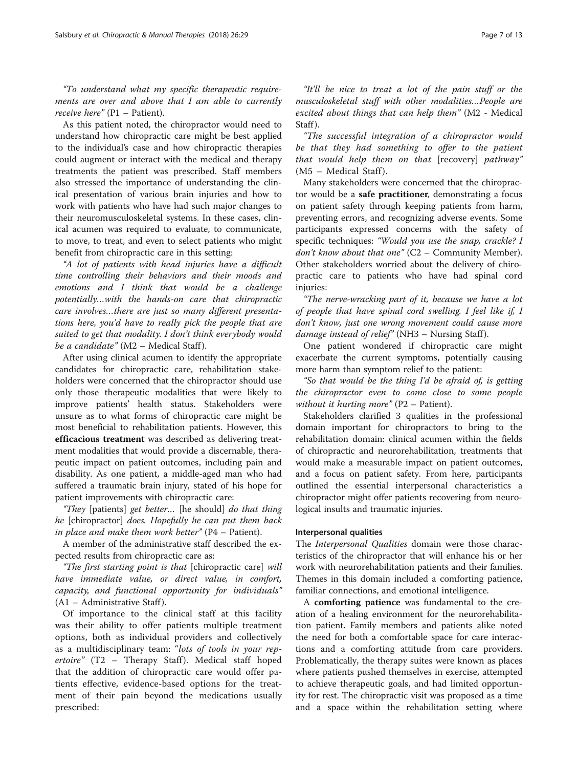*"To understand what my specific therapeutic requirements are over and above that I am able to currently receive here"* (P1 – Patient).

As this patient noted, the chiropractor would need to understand how chiropractic care might be best applied to the individual's case and how chiropractic therapies could augment or interact with the medical and therapy treatments the patient was prescribed. Staff members also stressed the importance of understanding the clinical presentation of various brain injuries and how to work with patients who have had such major changes to their neuromusculoskeletal systems. In these cases, clinical acumen was required to evaluate, to communicate, to move, to treat, and even to select patients who might benefit from chiropractic care in this setting:

*"A lot of patients with head injuries have a difficult time controlling their behaviors and their moods and emotions and I think that would be a challenge potentially…with the hands-on care that chiropractic care involves…there are just so many different presentations here, you'd have to really pick the people that are suited to get that modality. I don't think everybody would be a candidate"* (M2 – Medical Staff).

After using clinical acumen to identify the appropriate candidates for chiropractic care, rehabilitation stakeholders were concerned that the chiropractor should use only those therapeutic modalities that were likely to improve patients' health status. Stakeholders were unsure as to what forms of chiropractic care might be most beneficial to rehabilitation patients. However, this **efficacious treatment** was described as delivering treatment modalities that would provide a discernable, therapeutic impact on patient outcomes, including pain and disability. As one patient, a middle-aged man who had suffered a traumatic brain injury, stated of his hope for patient improvements with chiropractic care:

*"They* [patients] *get better…* [he should] *do that thing he* [chiropractor] *does. Hopefully he can put them back in place and make them work better"* (P4 – Patient).

A member of the administrative staff described the expected results from chiropractic care as:

*"The first starting point is that* [chiropractic care] *will have immediate value, or direct value, in comfort, capacity, and functional opportunity for individuals"* (A1 – Administrative Staff).

Of importance to the clinical staff at this facility was their ability to offer patients multiple treatment options, both as individual providers and collectively as a multidisciplinary team: *"lots of tools in your repertoire"* (T2 – Therapy Staff). Medical staff hoped that the addition of chiropractic care would offer patients effective, evidence-based options for the treatment of their pain beyond the medications usually prescribed:

*"It'll be nice to treat a lot of the pain stuff or the musculoskeletal stuff with other modalities…People are excited about things that can help them"* (M2 - Medical Staff).

*"The successful integration of a chiropractor would be that they had something to offer to the patient that would help them on that* [recovery] *pathway"* (M5 – Medical Staff).

Many stakeholders were concerned that the chiropractor would be a **safe practitioner**, demonstrating a focus on patient safety through keeping patients from harm, preventing errors, and recognizing adverse events. Some participants expressed concerns with the safety of specific techniques: *"Would you use the snap, crackle? I don't know about that one"* (C2 – Community Member). Other stakeholders worried about the delivery of chiropractic care to patients who have had spinal cord injuries:

*"The nerve-wracking part of it, because we have a lot of people that have spinal cord swelling. I feel like if, I don't know, just one wrong movement could cause more damage instead of relief"* (NH3 – Nursing Staff).

One patient wondered if chiropractic care might exacerbate the current symptoms, potentially causing more harm than symptom relief to the patient:

*"So that would be the thing I'd be afraid of, is getting the chiropractor even to come close to some people without it hurting more"* (P2 – Patient).

Stakeholders clarified 3 qualities in the professional domain important for chiropractors to bring to the rehabilitation domain: clinical acumen within the fields of chiropractic and neurorehabilitation, treatments that would make a measurable impact on patient outcomes, and a focus on patient safety. From here, participants outlined the essential interpersonal characteristics a chiropractor might offer patients recovering from neurological insults and traumatic injuries.

#### Interpersonal qualities

The *Interpersonal Qualities* domain were those characteristics of the chiropractor that will enhance his or her work with neurorehabilitation patients and their families. Themes in this domain included a comforting patience, familiar connections, and emotional intelligence.

A **comforting patience** was fundamental to the creation of a healing environment for the neurorehabilitation patient. Family members and patients alike noted the need for both a comfortable space for care interactions and a comforting attitude from care providers. Problematically, the therapy suites were known as places where patients pushed themselves in exercise, attempted to achieve therapeutic goals, and had limited opportunity for rest. The chiropractic visit was proposed as a time and a space within the rehabilitation setting where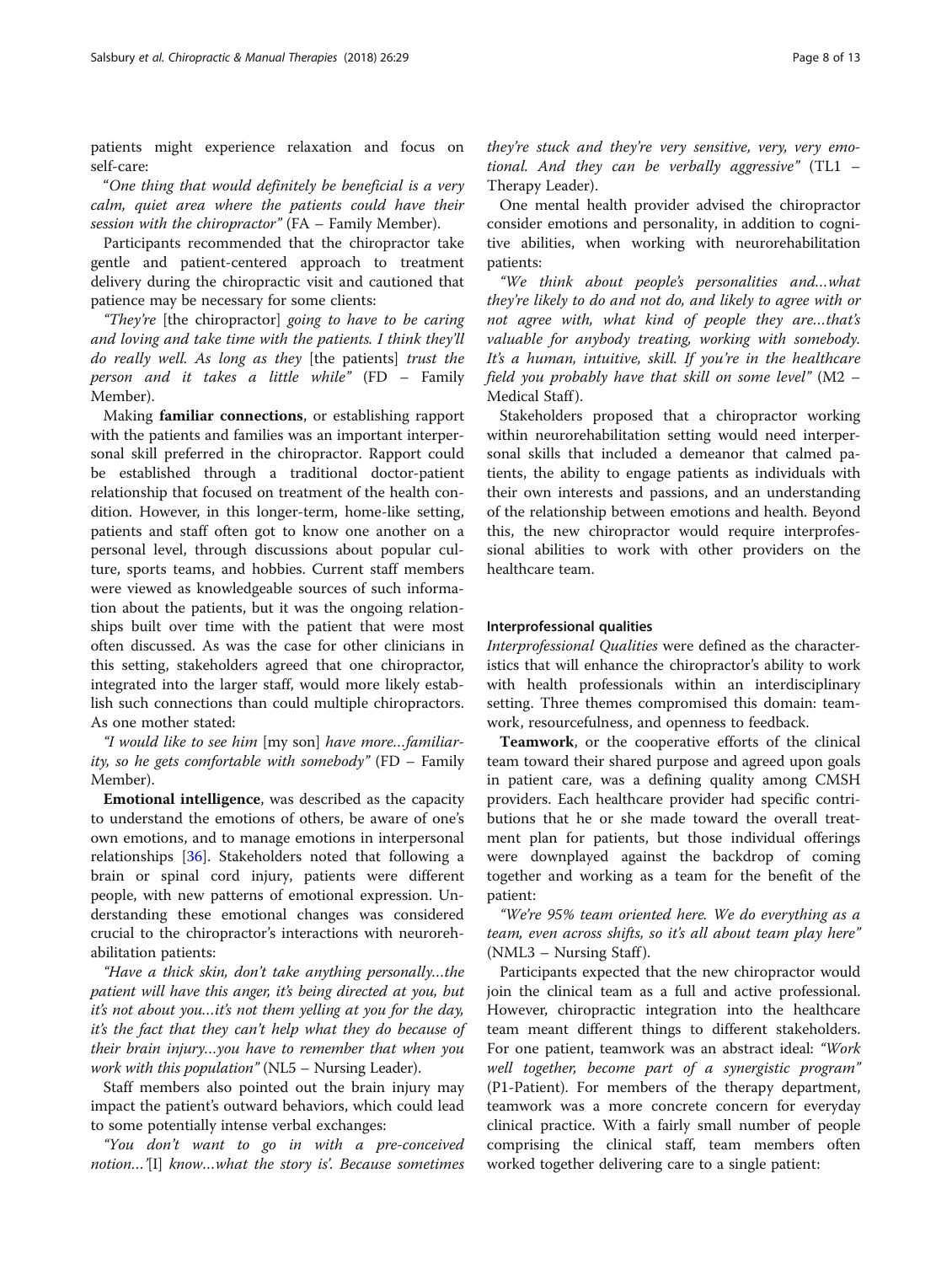patients might experience relaxation and focus on self-care:

"*One thing that would definitely be beneficial is a very calm, quiet area where the patients could have their session with the chiropractor*" (FA – Family Member).

Participants recommended that the chiropractor take gentle and patient-centered approach to treatment delivery during the chiropractic visit and cautioned that patience may be necessary for some clients:

"*They're* [the chiropractor] *going to have to be caring and loving and take time with the patients. I think they'll do really well. As long as they* [the patients] *trust the person and it takes a little while*" (FD – Family Member).

Making **familiar connections**, or establishing rapport with the patients and families was an important interpersonal skill preferred in the chiropractor. Rapport could be established through a traditional doctor-patient relationship that focused on treatment of the health condition. However, in this longer-term, home-like setting, patients and staff often got to know one another on a personal level, through discussions about popular culture, sports teams, and hobbies. Current staff members were viewed as knowledgeable sources of such information about the patients, but it was the ongoing relationships built over time with the patient that were most often discussed. As was the case for other clinicians in this setting, stakeholders agreed that one chiropractor, integrated into the larger staff, would more likely establish such connections than could multiple chiropractors. As one mother stated:

"*I would like to see him* [my son] *have more…familiarity, so he gets comfortable with somebody*" (FD – Family Member).

**Emotional intelligence**, was described as the capacity to understand the emotions of others, be aware of one's own emotions, and to manage emotions in interpersonal relationships [36]. Stakeholders noted that following a brain or spinal cord injury, patients were different people, with new patterns of emotional expression. Understanding these emotional changes was considered crucial to the chiropractor's interactions with neurorehabilitation patients:

"*Have a thick skin, don't take anything personally…the patient will have this anger, it's being directed at you, but it's not about you…it's not them yelling at you for the day, it's the fact that they can't help what they do because of their brain injury…you have to remember that when you work with this population*" (NL5 – Nursing Leader).

Staff members also pointed out the brain injury may impact the patient's outward behaviors, which could lead to some potentially intense verbal exchanges:

"*You don't want to go in with a pre-conceived notion…'*[I] *know…what the story is'. Because sometimes they're stuck and they're very sensitive, very, very emotional. And they can be verbally aggressive*" (TL1 – Therapy Leader).

One mental health provider advised the chiropractor consider emotions and personality, in addition to cognitive abilities, when working with neurorehabilitation patients:

"*We think about people's personalities and…what they're likely to do and not do, and likely to agree with or not agree with, what kind of people they are…that's valuable for anybody treating, working with somebody. It's a human, intuitive, skill. If you're in the healthcare field you probably have that skill on some level*" (M2 – Medical Staff).

Stakeholders proposed that a chiropractor working within neurorehabilitation setting would need interpersonal skills that included a demeanor that calmed patients, the ability to engage patients as individuals with their own interests and passions, and an understanding of the relationship between emotions and health. Beyond this, the new chiropractor would require interprofessional abilities to work with other providers on the healthcare team.

#### Interprofessional qualities

*Interprofessional Qualities* were defined as the characteristics that will enhance the chiropractor's ability to work with health professionals within an interdisciplinary setting. Three themes compromised this domain: teamwork, resourcefulness, and openness to feedback.

**Teamwork**, or the cooperative efforts of the clinical team toward their shared purpose and agreed upon goals in patient care, was a defining quality among CMSH providers. Each healthcare provider had specific contributions that he or she made toward the overall treatment plan for patients, but those individual offerings were downplayed against the backdrop of coming together and working as a team for the benefit of the patient:

"*We're 95% team oriented here. We do everything as a team, even across shifts, so it's all about team play here*" (NML3 – Nursing Staff).

Participants expected that the new chiropractor would join the clinical team as a full and active professional. However, chiropractic integration into the healthcare team meant different things to different stakeholders. For one patient, teamwork was an abstract ideal: "*Work well together, become part of a synergistic program*" (P1-Patient). For members of the therapy department, teamwork was a more concrete concern for everyday clinical practice. With a fairly small number of people comprising the clinical staff, team members often worked together delivering care to a single patient: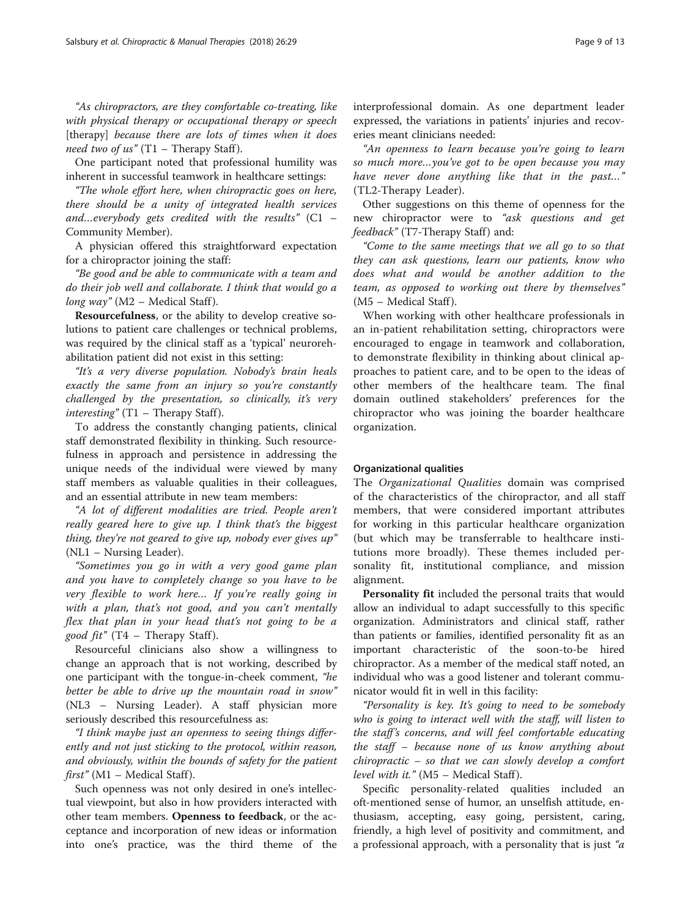*"As chiropractors, are they comfortable co-treating, like with physical therapy or occupational therapy or speech* [therapy] *because there are lots of times when it does need two of us"* (T1 – Therapy Staff).

One participant noted that professional humility was inherent in successful teamwork in healthcare settings:

*"The whole effort here, when chiropractic goes on here, there should be a unity of integrated health services and…everybody gets credited with the results"* (C1 – Community Member).

A physician offered this straightforward expectation for a chiropractor joining the staff:

*"Be good and be able to communicate with a team and do their job well and collaborate. I think that would go a long way"* (M2 – Medical Staff).

**Resourcefulness**, or the ability to develop creative solutions to patient care challenges or technical problems, was required by the clinical staff as a 'typical' neurorehabilitation patient did not exist in this setting:

*"It's a very diverse population. Nobody's brain heals exactly the same from an injury so you're constantly challenged by the presentation, so clinically, it's very interesting"* (T1 – Therapy Staff).

To address the constantly changing patients, clinical staff demonstrated flexibility in thinking. Such resourcefulness in approach and persistence in addressing the unique needs of the individual were viewed by many staff members as valuable qualities in their colleagues, and an essential attribute in new team members:

*"A lot of different modalities are tried. People aren't really geared here to give up. I think that's the biggest thing, they're not geared to give up, nobody ever gives up"* (NL1 – Nursing Leader).

*"Sometimes you go in with a very good game plan and you have to completely change so you have to be very flexible to work here… If you're really going in with a plan, that's not good, and you can't mentally flex that plan in your head that's not going to be a good fit"* (T4 – Therapy Staff).

Resourceful clinicians also show a willingness to change an approach that is not working, described by one participant with the tongue-in-cheek comment, *"he better be able to drive up the mountain road in snow"* (NL3 – Nursing Leader). A staff physician more seriously described this resourcefulness as:

*"I think maybe just an openness to seeing things differently and not just sticking to the protocol, within reason, and obviously, within the bounds of safety for the patient first"* (M1 – Medical Staff).

Such openness was not only desired in one's intellectual viewpoint, but also in how providers interacted with other team members. **Openness to feedback**, or the acceptance and incorporation of new ideas or information into one's practice, was the third theme of the interprofessional domain. As one department leader expressed, the variations in patients' injuries and recoveries meant clinicians needed:

*"An openness to learn because you're going to learn so much more…you've got to be open because you may have never done anything like that in the past…"* (TL2-Therapy Leader).

Other suggestions on this theme of openness for the new chiropractor were to *"ask questions and get feedback"* (T7-Therapy Staff) and:

*"Come to the same meetings that we all go to so that they can ask questions, learn our patients, know who does what and would be another addition to the team, as opposed to working out there by themselves"* (M5 – Medical Staff).

When working with other healthcare professionals in an in-patient rehabilitation setting, chiropractors were encouraged to engage in teamwork and collaboration, to demonstrate flexibility in thinking about clinical approaches to patient care, and to be open to the ideas of other members of the healthcare team. The final domain outlined stakeholders' preferences for the chiropractor who was joining the boarder healthcare organization.

#### Organizational qualities

The *Organizational Qualities* domain was comprised of the characteristics of the chiropractor, and all staff members, that were considered important attributes for working in this particular healthcare organization (but which may be transferrable to healthcare institutions more broadly). These themes included personality fit, institutional compliance, and mission alignment.

**Personality fit** included the personal traits that would allow an individual to adapt successfully to this specific organization. Administrators and clinical staff, rather than patients or families, identified personality fit as an important characteristic of the soon-to-be hired chiropractor. As a member of the medical staff noted, an individual who was a good listener and tolerant communicator would fit in well in this facility:

*"Personality is key. It's going to need to be somebody who is going to interact well with the staff, will listen to the staff's concerns, and will feel comfortable educating the staff – because none of us know anything about chiropractic – so that we can slowly develop a comfort level with it."* (M5 – Medical Staff).

Specific personality-related qualities included an oft-mentioned sense of humor, an unselfish attitude, enthusiasm, accepting, easy going, persistent, caring, friendly, a high level of positivity and commitment, and a professional approach, with a personality that is just *"a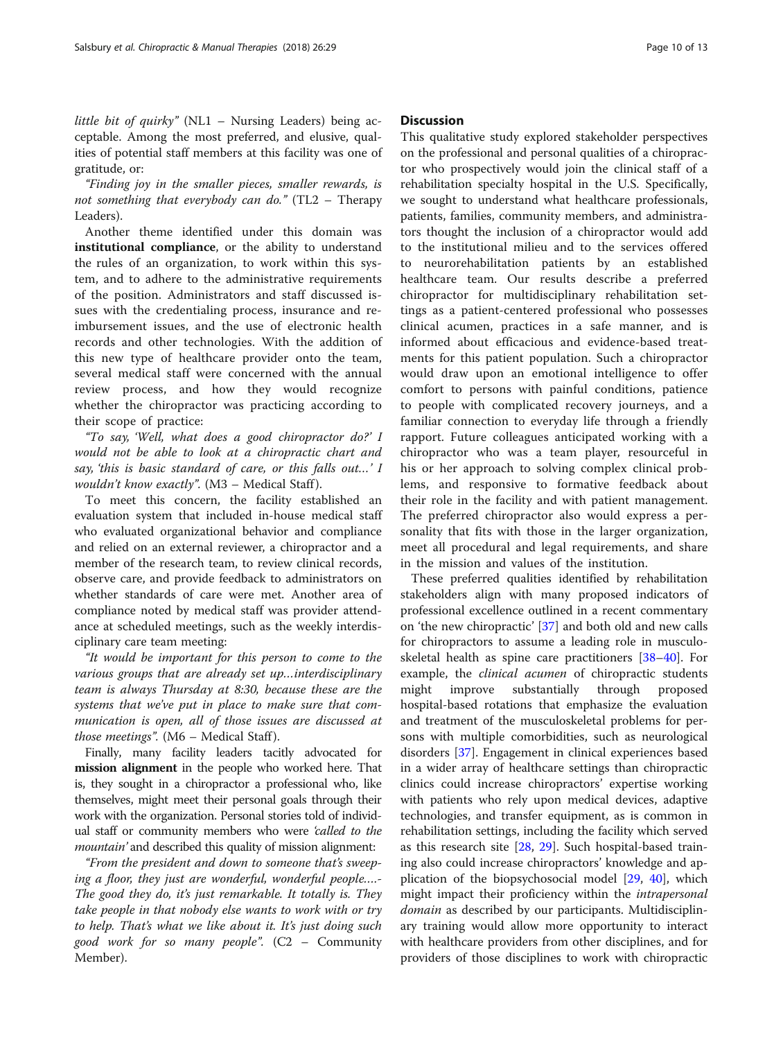little bit of quirky" (NL1 – Nursing Leaders) being acceptable. Among the most preferred, and elusive, qualities of potential staff members at this facility was one of gratitude, or:

*"Finding joy in the smaller pieces, smaller rewards, is not something that everybody can do."* (TL2 – Therapy Leaders).

Another theme identified under this domain was **institutional compliance**, or the ability to understand the rules of an organization, to work within this system, and to adhere to the administrative requirements of the position. Administrators and staff discussed issues with the credentialing process, insurance and reimbursement issues, and the use of electronic health records and other technologies. With the addition of this new type of healthcare provider onto the team, several medical staff were concerned with the annual review process, and how they would recognize whether the chiropractor was practicing according to their scope of practice:

*"To say, 'Well, what does a good chiropractor do?' I would not be able to look at a chiropractic chart and say, 'this is basic standard of care, or this falls out…' I wouldn't know exactly".* (M3 – Medical Staff).

To meet this concern, the facility established an evaluation system that included in-house medical staff who evaluated organizational behavior and compliance and relied on an external reviewer, a chiropractor and a member of the research team, to review clinical records, observe care, and provide feedback to administrators on whether standards of care were met. Another area of compliance noted by medical staff was provider attendance at scheduled meetings, such as the weekly interdisciplinary care team meeting:

*"It would be important for this person to come to the various groups that are already set up…interdisciplinary team is always Thursday at 8:30, because these are the systems that we've put in place to make sure that communication is open, all of those issues are discussed at those meetings".* (M6 – Medical Staff).

Finally, many facility leaders tacitly advocated for **mission alignment** in the people who worked here. That is, they sought in a chiropractor a professional who, like themselves, might meet their personal goals through their work with the organization. Personal stories told of individual staff or community members who were *'called to the mountain'* and described this quality of mission alignment:

*"From the president and down to someone that's sweeping a floor, they just are wonderful, wonderful people….- The good they do, it's just remarkable. It totally is. They take people in that nobody else wants to work with or try to help. That's what we like about it. It's just doing such good work for so many people".* (C2 – Community Member).

## Discussion

This qualitative study explored stakeholder perspectives on the professional and personal qualities of a chiropractor who prospectively would join the clinical staff of a rehabilitation specialty hospital in the U.S. Specifically, we sought to understand what healthcare professionals, patients, families, community members, and administrators thought the inclusion of a chiropractor would add to the institutional milieu and to the services offered to neurorehabilitation patients by an established healthcare team. Our results describe a preferred chiropractor for multidisciplinary rehabilitation settings as a patient-centered professional who possesses clinical acumen, practices in a safe manner, and is informed about efficacious and evidence-based treatments for this patient population. Such a chiropractor would draw upon an emotional intelligence to offer comfort to persons with painful conditions, patience to people with complicated recovery journeys, and a familiar connection to everyday life through a friendly rapport. Future colleagues anticipated working with a chiropractor who was a team player, resourceful in his or her approach to solving complex clinical problems, and responsive to formative feedback about their role in the facility and with patient management. The preferred chiropractor also would express a personality that fits with those in the larger organization, meet all procedural and legal requirements, and share in the mission and values of the institution.

These preferred qualities identified by rehabilitation stakeholders align with many proposed indicators of professional excellence outlined in a recent commentary on 'the new chiropractic' [37] and both old and new calls for chiropractors to assume a leading role in musculoskeletal health as spine care practitioners [38–40]. For example, the *clinical acumen* of chiropractic students might improve substantially through proposed hospital-based rotations that emphasize the evaluation and treatment of the musculoskeletal problems for persons with multiple comorbidities, such as neurological disorders [37]. Engagement in clinical experiences based in a wider array of healthcare settings than chiropractic clinics could increase chiropractors' expertise working with patients who rely upon medical devices, adaptive technologies, and transfer equipment, as is common in rehabilitation settings, including the facility which served as this research site [28, 29]. Such hospital-based training also could increase chiropractors' knowledge and application of the biopsychosocial model [29, 40], which might impact their proficiency within the *intrapersonal domain* as described by our participants. Multidisciplinary training would allow more opportunity to interact with healthcare providers from other disciplines, and for providers of those disciplines to work with chiropractic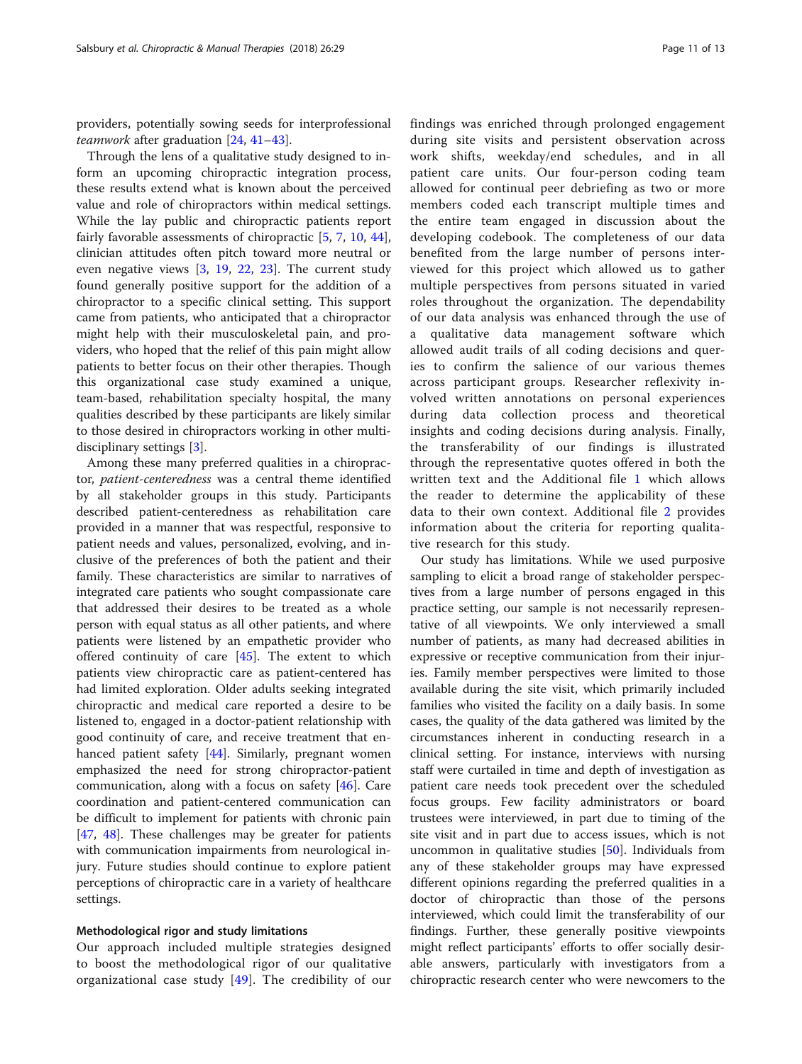providers, potentially sowing seeds for interprofessional *teamwork* after graduation [24, 41–43].

Through the lens of a qualitative study designed to inform an upcoming chiropractic integration process, these results extend what is known about the perceived value and role of chiropractors within medical settings. While the lay public and chiropractic patients report fairly favorable assessments of chiropractic [5, 7, 10, 44], clinician attitudes often pitch toward more neutral or even negative views [3, 19, 22, 23]. The current study found generally positive support for the addition of a chiropractor to a specific clinical setting. This support came from patients, who anticipated that a chiropractor might help with their musculoskeletal pain, and providers, who hoped that the relief of this pain might allow patients to better focus on their other therapies. Though this organizational case study examined a unique, team-based, rehabilitation specialty hospital, the many qualities described by these participants are likely similar to those desired in chiropractors working in other multidisciplinary settings [3].

Among these many preferred qualities in a chiropractor, *patient-centeredness* was a central theme identified by all stakeholder groups in this study. Participants described patient-centeredness as rehabilitation care provided in a manner that was respectful, responsive to patient needs and values, personalized, evolving, and inclusive of the preferences of both the patient and their family. These characteristics are similar to narratives of integrated care patients who sought compassionate care that addressed their desires to be treated as a whole person with equal status as all other patients, and where patients were listened by an empathetic provider who offered continuity of care [45]. The extent to which patients view chiropractic care as patient-centered has had limited exploration. Older adults seeking integrated chiropractic and medical care reported a desire to be listened to, engaged in a doctor-patient relationship with good continuity of care, and receive treatment that enhanced patient safety [44]. Similarly, pregnant women emphasized the need for strong chiropractor-patient communication, along with a focus on safety [46]. Care coordination and patient-centered communication can be difficult to implement for patients with chronic pain [47, 48]. These challenges may be greater for patients with communication impairments from neurological injury. Future studies should continue to explore patient perceptions of chiropractic care in a variety of healthcare settings.

#### Methodological rigor and study limitations

Our approach included multiple strategies designed to boost the methodological rigor of our qualitative organizational case study [49]. The credibility of our findings was enriched through prolonged engagement during site visits and persistent observation across work shifts, weekday/end schedules, and in all patient care units. Our four-person coding team allowed for continual peer debriefing as two or more members coded each transcript multiple times and the entire team engaged in discussion about the developing codebook. The completeness of our data benefited from the large number of persons interviewed for this project which allowed us to gather multiple perspectives from persons situated in varied roles throughout the organization. The dependability of our data analysis was enhanced through the use of a qualitative data management software which allowed audit trails of all coding decisions and queries to confirm the salience of our various themes across participant groups. Researcher reflexivity involved written annotations on personal experiences during data collection process and theoretical insights and coding decisions during analysis. Finally, the transferability of our findings is illustrated through the representative quotes offered in both the written text and the Additional file 1 which allows the reader to determine the applicability of these data to their own context. Additional file 2 provides information about the criteria for reporting qualitative research for this study.

Our study has limitations. While we used purposive sampling to elicit a broad range of stakeholder perspectives from a large number of persons engaged in this practice setting, our sample is not necessarily representative of all viewpoints. We only interviewed a small number of patients, as many had decreased abilities in expressive or receptive communication from their injuries. Family member perspectives were limited to those available during the site visit, which primarily included families who visited the facility on a daily basis. In some cases, the quality of the data gathered was limited by the circumstances inherent in conducting research in a clinical setting. For instance, interviews with nursing staff were curtailed in time and depth of investigation as patient care needs took precedent over the scheduled focus groups. Few facility administrators or board trustees were interviewed, in part due to timing of the site visit and in part due to access issues, which is not uncommon in qualitative studies [50]. Individuals from any of these stakeholder groups may have expressed different opinions regarding the preferred qualities in a doctor of chiropractic than those of the persons interviewed, which could limit the transferability of our findings. Further, these generally positive viewpoints might reflect participants' efforts to offer socially desirable answers, particularly with investigators from a chiropractic research center who were newcomers to the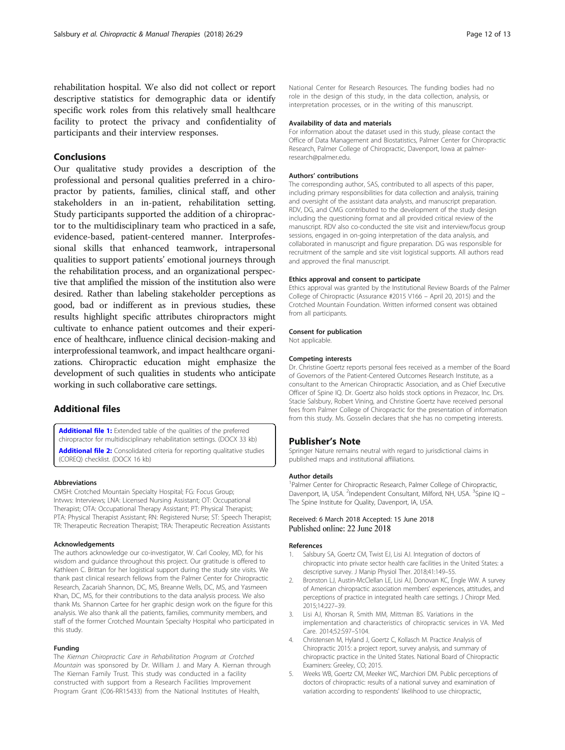rehabilitation hospital. We also did not collect or report descriptive statistics for demographic data or identify specific work roles from this relatively small healthcare facility to protect the privacy and confidentiality of participants and their interview responses.

## Conclusions

Our qualitative study provides a description of the professional and personal qualities preferred in a chiropractor by patients, families, clinical staff, and other stakeholders in an in-patient, rehabilitation setting. Study participants supported the addition of a chiropractor to the multidisciplinary team who practiced in a safe, evidence-based, patient-centered manner. Interprofessional skills that enhanced teamwork, intrapersonal qualities to support patients' emotional journeys through the rehabilitation process, and an organizational perspective that amplified the mission of the institution also were desired. Rather than labeling stakeholder perceptions as good, bad or indifferent as in previous studies, these results highlight specific attributes chiropractors might cultivate to enhance patient outcomes and their experience of healthcare, influence clinical decision-making and interprofessional teamwork, and impact healthcare organizations. Chiropractic education might emphasize the development of such qualities in students who anticipate working in such collaborative care settings.

## Additional files

**Additional file 1:** Extended table of the qualities of the preferred chiropractor for multidisciplinary rehabilitation settings. (DOCX 33 kb)

**Additional file 2:** Consolidated criteria for reporting qualitative studies (COREQ) checklist. (DOCX 16 kb)

#### Abbreviations

CMSH: Crotched Mountain Specialty Hospital; FG: Focus Group; Intvws: Interviews; LNA: Licensed Nursing Assistant; OT: Occupational Therapist; OTA: Occupational Therapy Assistant; PT: Physical Therapist; PTA: Physical Therapist Assistant; RN: Registered Nurse; ST: Speech Therapist; TR: Therapeutic Recreation Therapist; TRA: Therapeutic Recreation Assistants

#### Acknowledgements

The authors acknowledge our co-investigator, W. Carl Cooley, MD, for his wisdom and guidance throughout this project. Our gratitude is offered to Kathleen C. Brittan for her logistical support during the study site visits. We thank past clinical research fellows from the Palmer Center for Chiropractic Research, Zacariah Shannon, DC, MS, Breanne Wells, DC, MS, and Yasmeen Khan, DC, MS, for their contributions to the data analysis process. We also thank Ms. Shannon Cartee for her graphic design work on the figure for this analysis. We also thank all the patients, families, community members, and staff of the former Crotched Mountain Specialty Hospital who participated in this study.

#### Funding

The *Kiernan Chiropractic Care in Rehabilitation Program at Crotched Mountain* was sponsored by Dr. William J. and Mary A. Kiernan through The Kiernan Family Trust. This study was conducted in a facility constructed with support from a Research Facilities Improvement Program Grant (C06-RR15433) from the National Institutes of Health, National Center for Research Resources. The funding bodies had no role in the design of this study, in the data collection, analysis, or interpretation processes, or in the writing of this manuscript.

#### Availability of data and materials

For information about the dataset used in this study, please contact the Office of Data Management and Biostatistics, Palmer Center for Chiropractic Research, Palmer College of Chiropractic, Davenport, Iowa at palmer-research@palmer.edu.

#### Authors' contributions

The corresponding author, SAS, contributed to all aspects of this paper, including primary responsibilities for data collection and analysis, training and oversight of the assistant data analysts, and manuscript preparation. RDV, DG, and CMG contributed to the development of the study design including the questioning format and all provided critical review of the manuscript. RDV also co-conducted the site visit and interview/focus group sessions, engaged in on-going interpretation of the data analysis, and collaborated in manuscript and figure preparation. DG was responsible for recruitment of the sample and site visit logistical supports. All authors read and approved the final manuscript.

#### Ethics approval and consent to participate

Ethics approval was granted by the Institutional Review Boards of the Palmer College of Chiropractic (Assurance #2015 V166 – April 20, 2015) and the Crotched Mountain Foundation. Written informed consent was obtained from all participants.

#### Consent for publication

Not applicable.

#### Competing interests

Dr. Christine Goertz reports personal fees received as a member of the Board of Governors of the Patient-Centered Outcomes Research Institute, as a consultant to the American Chiropractic Association, and as Chief Executive Officer of Spine IQ. Dr. Goertz also holds stock options in Prezacor, Inc. Drs. Stacie Salsbury, Robert Vining, and Christine Goertz have received personal fees from Palmer College of Chiropractic for the presentation of information from this study. Ms. Gosselin declares that she has no competing interests.

## Publisher's Note

Springer Nature remains neutral with regard to jurisdictional claims in published maps and institutional affiliations.

#### Author details

[1]Palmer Center for Chiropractic Research, Palmer College of Chiropractic, Davenport, IA, USA. [2]Independent Consultant, Milford, NH, USA. [3]Spine IQ – The Spine Institute for Quality, Davenport, IA, USA.

Received: 6 March 2018 Accepted: 15 June 2018
Published online: 22 June 2018

#### References

1. Salsbury SA, Goertz CM, Twist EJ, Lisi AJ. Integration of doctors of chiropractic into private sector health care facilities in the United States: a descriptive survey. J Manip Physiol Ther. 2018;41:149–55.
2. Bronston LJ, Austin-McClellan LE, Lisi AJ, Donovan KC, Engle WW. A survey of American chiropractic association members' experiences, attitudes, and perceptions of practice in integrated health care settings. J Chiropr Med. 2015;14:227–39.
3. Lisi AJ, Khorsan R, Smith MM, Mittman BS. Variations in the implementation and characteristics of chiropractic services in VA. Med Care. 2014;52:S97–S104.
4. Christensen M, Hyland J, Goertz C, Kollasch M. Practice Analysis of Chiropractic 2015: a project report, survey analysis, and summary of chiropractic practice in the United States. National Board of Chiropractic Examiners: Greeley, CO; 2015.
5. Weeks WB, Goertz CM, Meeker WC, Marchiori DM. Public perceptions of doctors of chiropractic: results of a national survey and examination of variation according to respondents' likelihood to use chiropractic,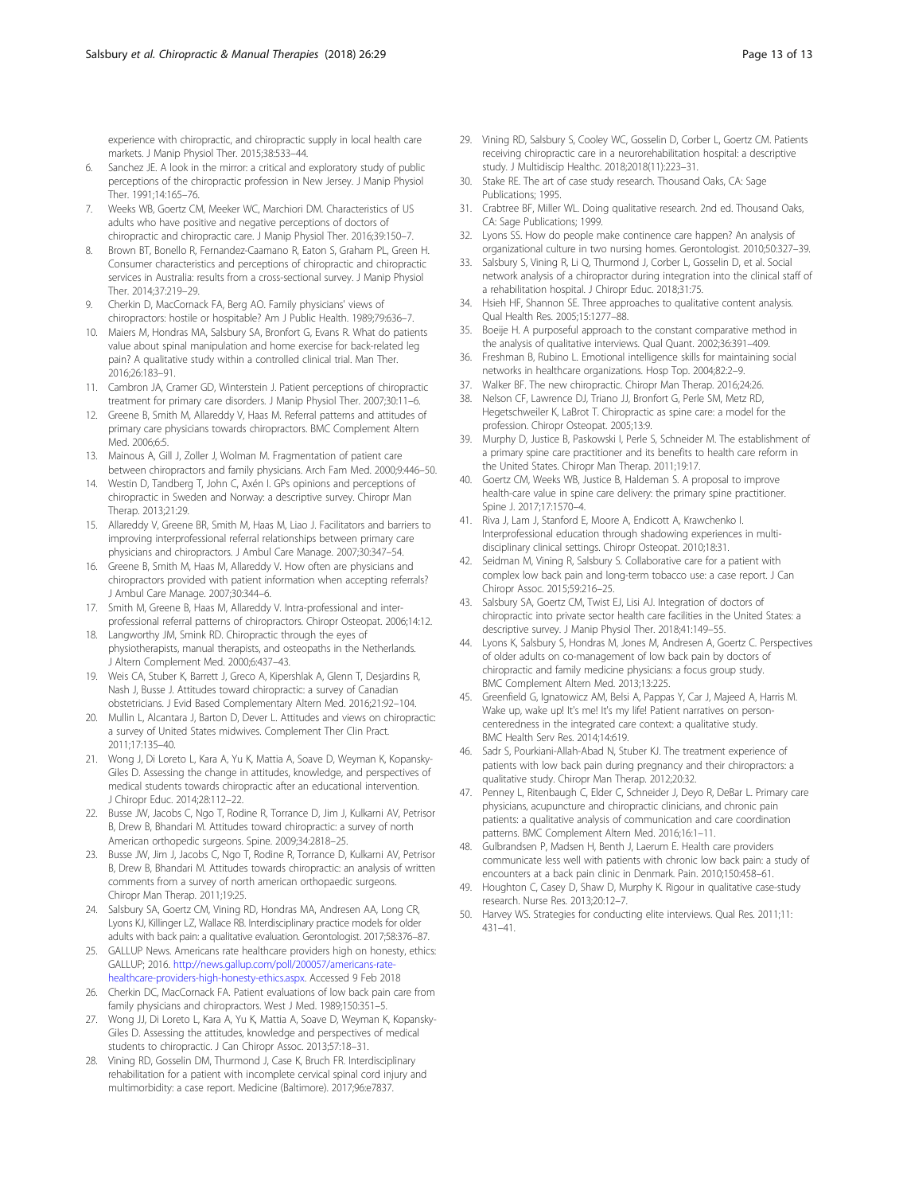experience with chiropractic, and chiropractic supply in local health care markets. J Manip Physiol Ther. 2015;38:533–44.

6. Sanchez JE. A look in the mirror: a critical and exploratory study of public perceptions of the chiropractic profession in New Jersey. J Manip Physiol Ther. 1991;14:165–76.
7. Weeks WB, Goertz CM, Meeker WC, Marchiori DM. Characteristics of US adults who have positive and negative perceptions of doctors of chiropractic and chiropractic care. J Manip Physiol Ther. 2016;39:150–7.
8. Brown BT, Bonello R, Fernandez-Caamano R, Eaton S, Graham PL, Green H. Consumer characteristics and perceptions of chiropractic and chiropractic services in Australia: results from a cross-sectional survey. J Manip Physiol Ther. 2014;37:219–29.
9. Cherkin D, MacCornack FA, Berg AO. Family physicians' views of chiropractors: hostile or hospitable? Am J Public Health. 1989;79:636–7.
10. Maiers M, Hondras MA, Salsbury SA, Bronfort G, Evans R. What do patients value about spinal manipulation and home exercise for back-related leg pain? A qualitative study within a controlled clinical trial. Man Ther. 2016;26:183–91.
11. Cambron JA, Cramer GD, Winterstein J. Patient perceptions of chiropractic treatment for primary care disorders. J Manip Physiol Ther. 2007;30:11–6.
12. Greene B, Smith M, Allareddy V, Haas M. Referral patterns and attitudes of primary care physicians towards chiropractors. BMC Complement Altern Med. 2006;6:5.
13. Mainous A, Gill J, Zoller J, Wolman M. Fragmentation of patient care between chiropractors and family physicians. Arch Fam Med. 2000;9:446–50.
14. Westin D, Tandberg T, John C, Axén I. GPs opinions and perceptions of chiropractic in Sweden and Norway: a descriptive survey. Chiropr Man Therap. 2013;21:29.
15. Allareddy V, Greene BR, Smith M, Haas M, Liao J. Facilitators and barriers to improving interprofessional referral relationships between primary care physicians and chiropractors. J Ambul Care Manage. 2007;30:347–54.
16. Greene B, Smith M, Haas M, Allareddy V. How often are physicians and chiropractors provided with patient information when accepting referrals? J Ambul Care Manage. 2007;30:344–6.
17. Smith M, Greene B, Haas M, Allareddy V. Intra-professional and inter-professional referral patterns of chiropractors. Chiropr Osteopat. 2006;14:12.
18. Langworthy JM, Smink RD. Chiropractic through the eyes of physiotherapists, manual therapists, and osteopaths in the Netherlands. J Altern Complement Med. 2000;6:437–43.
19. Weis CA, Stuber K, Barrett J, Greco A, Kipershlak A, Glenn T, Desjardins R, Nash J, Busse J. Attitudes toward chiropractic: a survey of Canadian obstetricians. J Evid Based Complementary Altern Med. 2016;21:92–104.
20. Mullin L, Alcantara J, Barton D, Dever L. Attitudes and views on chiropractic: a survey of United States midwives. Complement Ther Clin Pract. 2011;17:135–40.
21. Wong J, Di Loreto L, Kara A, Yu K, Mattia A, Soave D, Weyman K, Kopansky-Giles D. Assessing the change in attitudes, knowledge, and perspectives of medical students towards chiropractic after an educational intervention. J Chiropr Educ. 2014;28:112–22.
22. Busse JW, Jacobs C, Ngo T, Rodine R, Torrance D, Jim J, Kulkarni AV, Petrisor B, Drew B, Bhandari M. Attitudes toward chiropractic: a survey of north American orthopedic surgeons. Spine. 2009;34:2818–25.
23. Busse JW, Jim J, Jacobs C, Ngo T, Rodine R, Torrance D, Kulkarni AV, Petrisor B, Drew B, Bhandari M. Attitudes towards chiropractic: an analysis of written comments from a survey of north american orthopaedic surgeons. Chiropr Man Therap. 2011;19:25.
24. Salsbury SA, Goertz CM, Vining RD, Hondras MA, Andresen AA, Long CR, Lyons KJ, Killinger LZ, Wallace RB. Interdisciplinary practice models for older adults with back pain: a qualitative evaluation. Gerontologist. 2017;58:376–87.
25. GALLUP News. Americans rate healthcare providers high on honesty, ethics: GALLUP; 2016. http://news.gallup.com/poll/200057/americans-rate-healthcare-providers-high-honesty-ethics.aspx. Accessed 9 Feb 2018
26. Cherkin DC, MacCornack FA. Patient evaluations of low back pain care from family physicians and chiropractors. West J Med. 1989;150:351–5.
27. Wong JJ, Di Loreto L, Kara A, Yu K, Mattia A, Soave D, Weyman K, Kopansky-Giles D. Assessing the attitudes, knowledge and perspectives of medical students to chiropractic. J Can Chiropr Assoc. 2013;57:18–31.
28. Vining RD, Gosselin DM, Thurmond J, Case K, Bruch FR. Interdisciplinary rehabilitation for a patient with incomplete cervical spinal cord injury and multimorbidity: a case report. Medicine (Baltimore). 2017;96:e7837.
29. Vining RD, Salsbury S, Cooley WC, Gosselin D, Corber L, Goertz CM. Patients receiving chiropractic care in a neurorehabilitation hospital: a descriptive study. J Multidiscip Healthc. 2018;2018(11):223–31.
30. Stake RE. The art of case study research. Thousand Oaks, CA: Sage Publications; 1995.
31. Crabtree BF, Miller WL. Doing qualitative research. 2nd ed. Thousand Oaks, CA: Sage Publications; 1999.
32. Lyons SS. How do people make continence care happen? An analysis of organizational culture in two nursing homes. Gerontologist. 2010;50:327–39.
33. Salsbury S, Vining R, Li Q, Thurmond J, Corber L, Gosselin D, et al. Social network analysis of a chiropractor during integration into the clinical staff of a rehabilitation hospital. J Chiropr Educ. 2018;31:75.
34. Hsieh HF, Shannon SE. Three approaches to qualitative content analysis. Qual Health Res. 2005;15:1277–88.
35. Boeije H. A purposeful approach to the constant comparative method in the analysis of qualitative interviews. Qual Quant. 2002;36:391–409.
36. Freshman B, Rubino L. Emotional intelligence skills for maintaining social networks in healthcare organizations. Hosp Top. 2004;82:2–9.
37. Walker BF. The new chiropractic. Chiropr Man Therap. 2016;24:26.
38. Nelson CF, Lawrence DJ, Triano JJ, Bronfort G, Perle SM, Metz RD, Hegetschweiler K, LaBrot T. Chiropractic as spine care: a model for the profession. Chiropr Osteopat. 2005;13:9.
39. Murphy D, Justice B, Paskowski I, Perle S, Schneider M. The establishment of a primary spine care practitioner and its benefits to health care reform in the United States. Chiropr Man Therap. 2011;19:17.
40. Goertz CM, Weeks WB, Justice B, Haldeman S. A proposal to improve health-care value in spine care delivery: the primary spine practitioner. Spine J. 2017;17:1570–4.
41. Riva J, Lam J, Stanford E, Moore A, Endicott A, Krawchenko I. Interprofessional education through shadowing experiences in multi-disciplinary clinical settings. Chiropr Osteopat. 2010;18:31.
42. Seidman M, Vining R, Salsbury S. Collaborative care for a patient with complex low back pain and long-term tobacco use: a case report. J Can Chiropr Assoc. 2015;59:216–25.
43. Salsbury SA, Goertz CM, Twist EJ, Lisi AJ. Integration of doctors of chiropractic into private sector health care facilities in the United States: a descriptive survey. J Manip Physiol Ther. 2018;41:149–55.
44. Lyons K, Salsbury S, Hondras M, Jones M, Andresen A, Goertz C. Perspectives of older adults on co-management of low back pain by doctors of chiropractic and family medicine physicians: a focus group study. BMC Complement Altern Med. 2013;13:225.
45. Greenfield G, Ignatowicz AM, Belsi A, Pappas Y, Car J, Majeed A, Harris M. Wake up, wake up! It's me! It's my life! Patient narratives on person-centeredness in the integrated care context: a qualitative study. BMC Health Serv Res. 2014;14:619.
46. Sadr S, Pourkiani-Allah-Abad N, Stuber KJ. The treatment experience of patients with low back pain during pregnancy and their chiropractors: a qualitative study. Chiropr Man Therap. 2012;20:32.
47. Penney L, Ritenbaugh C, Elder C, Schneider J, Deyo R, DeBar L. Primary care physicians, acupuncture and chiropractic clinicians, and chronic pain patients: a qualitative analysis of communication and care coordination patterns. BMC Complement Altern Med. 2016;16:1–11.
48. Gulbrandsen P, Madsen H, Benth J, Laerum E. Health care providers communicate less well with patients with chronic low back pain: a study of encounters at a back pain clinic in Denmark. Pain. 2010;150:458–61.
49. Houghton C, Casey D, Shaw D, Murphy K. Rigour in qualitative case-study research. Nurse Res. 2013;20:12–7.
50. Harvey WS. Strategies for conducting elite interviews. Qual Res. 2011;11: 431–41.